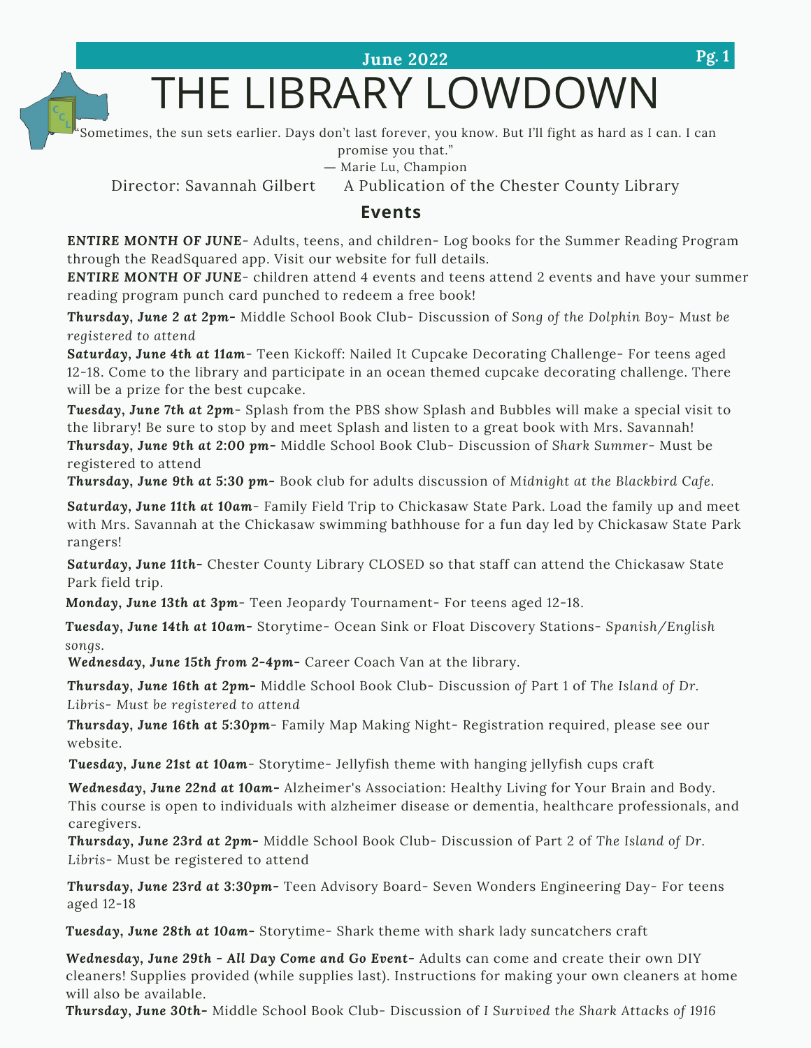June 2022

# THE LIBRARY LOWDOWN

"Sometimes, the sun sets earlier. Days don't last forever, you know. But I'll fight as hard as I can. I can promise you that."
— Marie Lu, Champion

Director: Savannah Gilbert    A Publication of the Chester County Library

## Events

**ENTIRE MONTH OF JUNE**- Adults, teens, and children- Log books for the Summer Reading Program through the ReadSquared app. Visit our website for full details.

**ENTIRE MONTH OF JUNE**- children attend 4 events and teens attend 2 events and have your summer reading program punch card punched to redeem a free book!

***Thursday, June 2 at 2pm-*** Middle School Book Club- Discussion of *Song of the Dolphin Boy- Must be registered to attend*

***Saturday, June 4th at 11am***- Teen Kickoff: Nailed It Cupcake Decorating Challenge- For teens aged 12-18. Come to the library and participate in an ocean themed cupcake decorating challenge. There will be a prize for the best cupcake.

***Tuesday, June 7th at 2pm***- Splash from the PBS show Splash and Bubbles will make a special visit to the library! Be sure to stop by and meet Splash and listen to a great book with Mrs. Savannah!

***Thursday, June 9th at 2:00 pm-*** Middle School Book Club- Discussion of *Shark Summer*- Must be registered to attend

***Thursday, June 9th at 5:30 pm-*** Book club for adults discussion of *Midnight at the Blackbird Cafe.*

***Saturday, June 11th at 10am***- Family Field Trip to Chickasaw State Park. Load the family up and meet with Mrs. Savannah at the Chickasaw swimming bathhouse for a fun day led by Chickasaw State Park rangers!

***Saturday, June 11th-*** Chester County Library CLOSED so that staff can attend the Chickasaw State Park field trip.

***Monday, June 13th at 3pm***- Teen Jeopardy Tournament- For teens aged 12-18.

***Tuesday, June 14th at 10am-*** Storytime- Ocean Sink or Float Discovery Stations- *Spanish/English songs.*

***Wednesday, June 15th from 2-4pm-*** Career Coach Van at the library.

***Thursday, June 16th at 2pm-*** Middle School Book Club- Discussion of Part 1 of *The Island of Dr. Libris- Must be registered to attend*

***Thursday, June 16th at 5:30pm***- Family Map Making Night- Registration required, please see our website.

***Tuesday, June 21st at 10am***- Storytime- Jellyfish theme with hanging jellyfish cups craft

***Wednesday, June 22nd at 10am-*** Alzheimer's Association: Healthy Living for Your Brain and Body. This course is open to individuals with alzheimer disease or dementia, healthcare professionals, and caregivers.

***Thursday, June 23rd at 2pm-*** Middle School Book Club- Discussion of Part 2 of *The Island of Dr. Libris*- Must be registered to attend

***Thursday, June 23rd at 3:30pm-*** Teen Advisory Board- Seven Wonders Engineering Day- For teens aged 12-18

***Tuesday, June 28th at 10am-*** Storytime- Shark theme with shark lady suncatchers craft

***Wednesday, June 29th - All Day Come and Go Event-*** Adults can come and create their own DIY cleaners! Supplies provided (while supplies last). Instructions for making your own cleaners at home will also be available.

***Thursday, June 30th-*** Middle School Book Club- Discussion of *I Survived the Shark Attacks of 1916*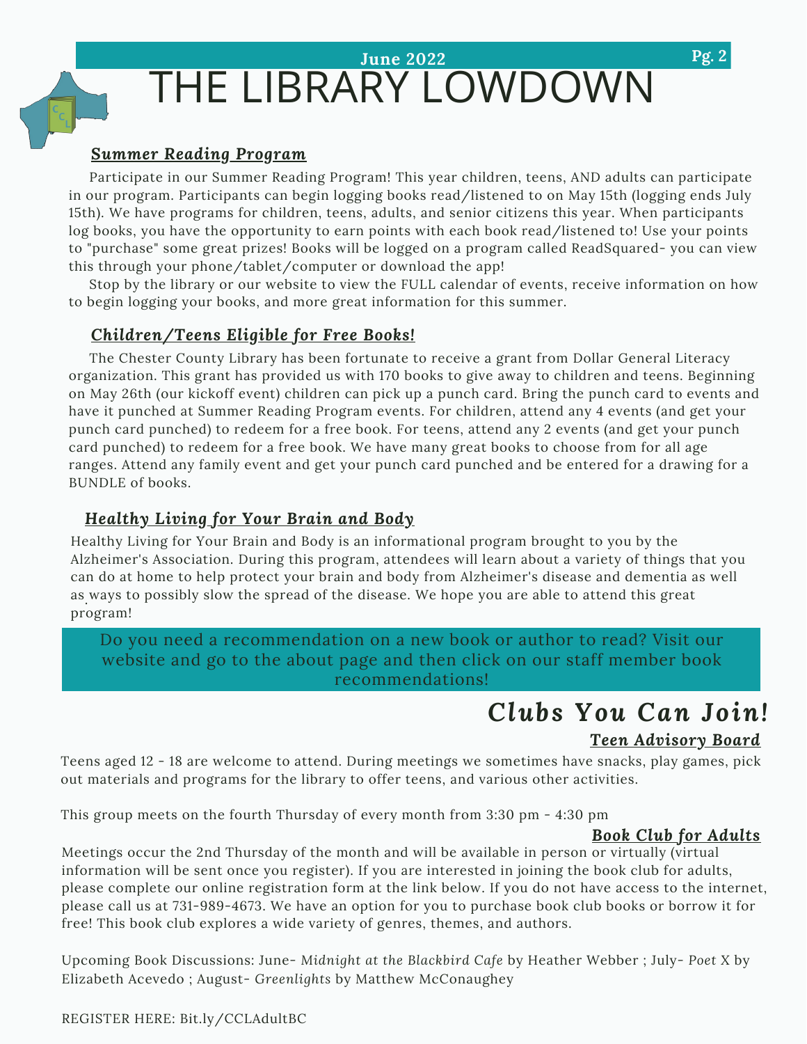# THE LIBRARY LOWDOWN

June 2022

## Summer Reading Program

Participate in our Summer Reading Program! This year children, teens, AND adults can participate in our program. Participants can begin logging books read/listened to on May 15th (logging ends July 15th). We have programs for children, teens, adults, and senior citizens this year. When participants log books, you have the opportunity to earn points with each book read/listened to! Use your points to "purchase" some great prizes! Books will be logged on a program called ReadSquared- you can view this through your phone/tablet/computer or download the app!

Stop by the library or our website to view the FULL calendar of events, receive information on how to begin logging your books, and more great information for this summer.

## Children/Teens Eligible for Free Books!

The Chester County Library has been fortunate to receive a grant from Dollar General Literacy organization. This grant has provided us with 170 books to give away to children and teens. Beginning on May 26th (our kickoff event) children can pick up a punch card. Bring the punch card to events and have it punched at Summer Reading Program events. For children, attend any 4 events (and get your punch card punched) to redeem for a free book. For teens, attend any 2 events (and get your punch card punched) to redeem for a free book. We have many great books to choose from for all age ranges. Attend any family event and get your punch card punched and be entered for a drawing for a BUNDLE of books.

## Healthy Living for Your Brain and Body

Healthy Living for Your Brain and Body is an informational program brought to you by the Alzheimer's Association. During this program, attendees will learn about a variety of things that you can do at home to help protect your brain and body from Alzheimer's disease and dementia as well as ways to possibly slow the spread of the disease. We hope you are able to attend this great program!

Do you need a recommendation on a new book or author to read? Visit our website and go to the about page and then click on our staff member book recommendations!

# Clubs You Can Join!

## Teen Advisory Board

Teens aged 12 - 18 are welcome to attend. During meetings we sometimes have snacks, play games, pick out materials and programs for the library to offer teens, and various other activities.

This group meets on the fourth Thursday of every month from 3:30 pm - 4:30 pm

## Book Club for Adults

Meetings occur the 2nd Thursday of the month and will be available in person or virtually (virtual information will be sent once you register). If you are interested in joining the book club for adults, please complete our online registration form at the link below. If you do not have access to the internet, please call us at 731-989-4673. We have an option for you to purchase book club books or borrow it for free! This book club explores a wide variety of genres, themes, and authors.

Upcoming Book Discussions: June- *Midnight at the Blackbird Cafe* by Heather Webber ; July- *Poet X* by Elizabeth Acevedo ; August- *Greenlights* by Matthew McConaughey

REGISTER HERE: Bit.ly/CCLAdultBC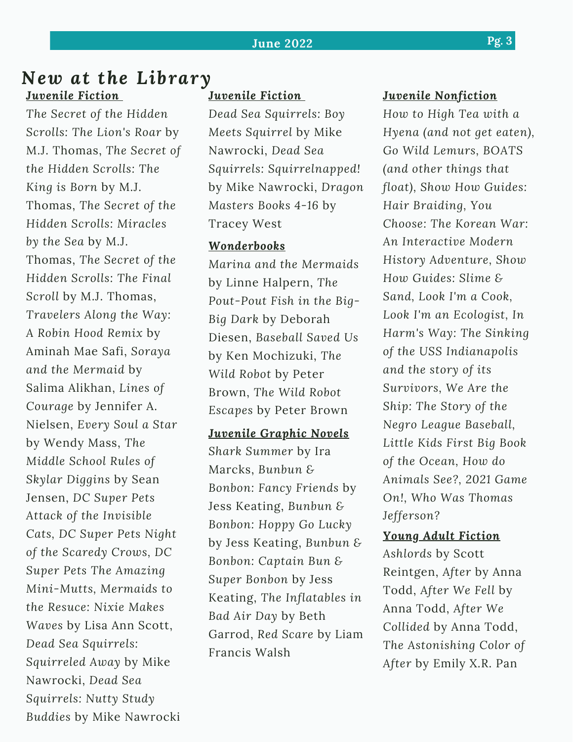# New at the Library

### Juvenile Fiction

*The Secret of the Hidden Scrolls: The Lion's Roar* by M.J. Thomas, *The Secret of the Hidden Scrolls: The King is Born* by M.J. Thomas, *The Secret of the Hidden Scrolls: Miracles by the Sea* by M.J. Thomas, *The Secret of the Hidden Scrolls: The Final Scroll* by M.J. Thomas, *Travelers Along the Way: A Robin Hood Remix* by Aminah Mae Safi, *Soraya and the Mermaid* by Salima Alikhan, *Lines of Courage* by Jennifer A. Nielsen, *Every Soul a Star* by Wendy Mass, *The Middle School Rules of Skylar Diggins* by Sean Jensen, *DC Super Pets Attack of the Invisible Cats*, *DC Super Pets Night of the Scaredy Crows*, *DC Super Pets The Amazing Mini-Mutts*, *Mermaids to the Resuce: Nixie Makes Waves* by Lisa Ann Scott, *Dead Sea Squirrels: Squirreled Away* by Mike Nawrocki, *Dead Sea Squirrels: Nutty Study Buddies* by Mike Nawrocki

### Juvenile Fiction

*Dead Sea Squirrels: Boy Meets Squirrel* by Mike Nawrocki, *Dead Sea Squirrels: Squirrelnapped!* by Mike Nawrocki, *Dragon Masters Books 4-16* by Tracey West

### Wonderbooks

*Marina and the Mermaids* by Linne Halpern, *The Pout-Pout Fish in the Big-Big Dark* by Deborah Diesen, *Baseball Saved Us* by Ken Mochizuki, *The Wild Robot* by Peter Brown, *The Wild Robot Escapes* by Peter Brown

### Juvenile Graphic Novels

*Shark Summer* by Ira Marcks, *Bunbun & Bonbon: Fancy Friends* by Jess Keating, *Bunbun & Bonbon: Hoppy Go Lucky* by Jess Keating, *Bunbun & Bonbon: Captain Bun & Super Bonbon* by Jess Keating, *The Inflatables in Bad Air Day* by Beth Garrod, *Red Scare* by Liam Francis Walsh

### Juvenile Nonfiction

*How to High Tea with a Hyena (and not get eaten), Go Wild Lemurs, BOATS (and other things that float), Show How Guides: Hair Braiding, You Choose: The Korean War: An Interactive Modern History Adventure, Show How Guides: Slime & Sand, Look I'm a Cook, Look I'm an Ecologist, In Harm's Way: The Sinking of the USS Indianapolis and the story of its Survivors, We Are the Ship: The Story of the Negro League Baseball, Little Kids First Big Book of the Ocean, How do Animals See?, 2021 Game On!, Who Was Thomas Jefferson?*

### Young Adult Fiction

*Ashlords* by Scott Reintgen, *After* by Anna Todd, *After We Fell* by Anna Todd, *After We Collided* by Anna Todd, *The Astonishing Color of After* by Emily X.R. Pan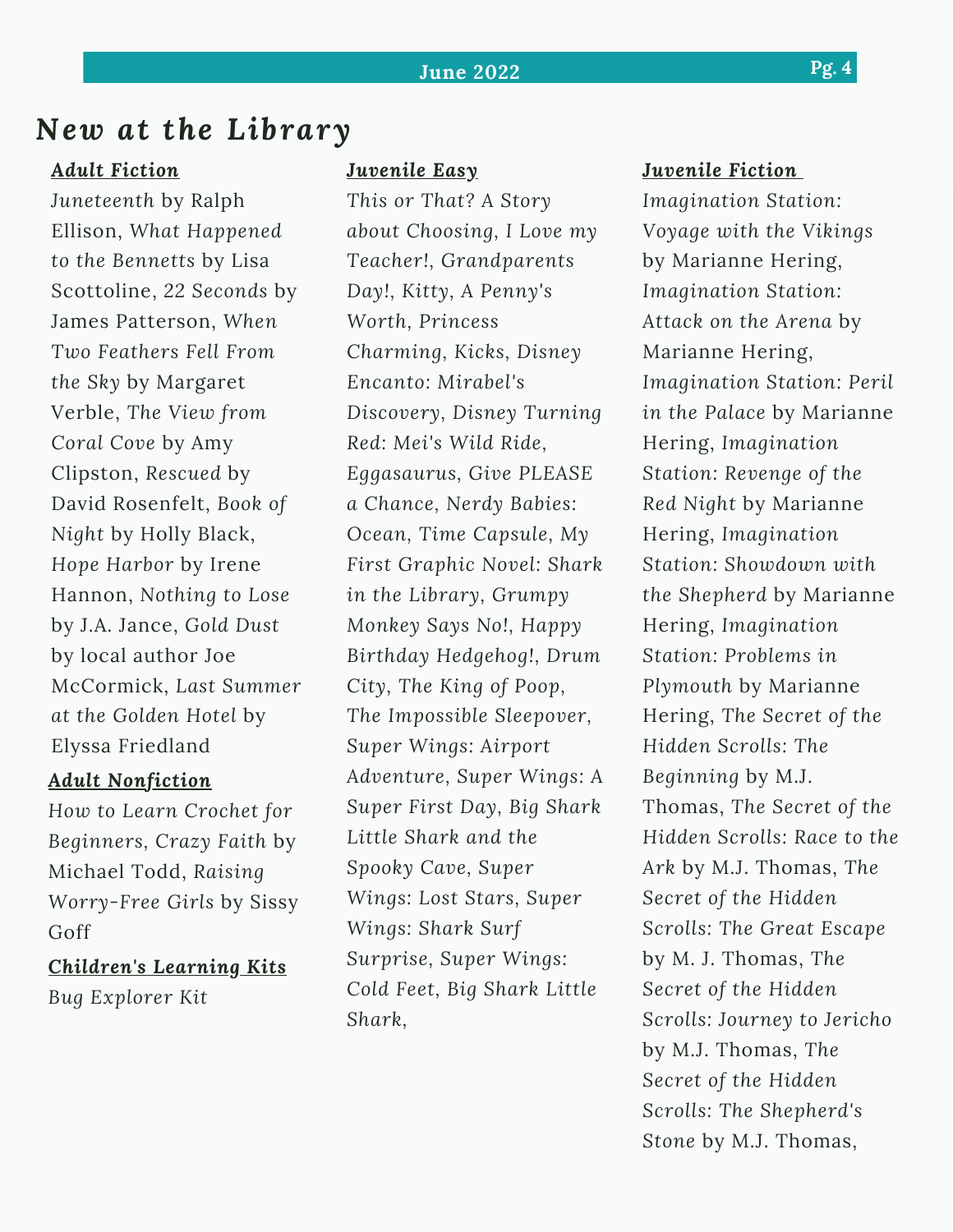# New at the Library

## Adult Fiction

*Juneteenth* by Ralph Ellison, *What Happened to the Bennetts* by Lisa Scottoline, *22 Seconds* by James Patterson, *When Two Feathers Fell From the Sky* by Margaret Verble, *The View from Coral Cove* by Amy Clipston, *Rescued* by David Rosenfelt, *Book of Night* by Holly Black, *Hope Harbor* by Irene Hannon, *Nothing to Lose* by J.A. Jance, *Gold Dust* by local author Joe McCormick, *Last Summer at the Golden Hotel* by Elyssa Friedland

## Adult Nonfiction

*How to Learn Crochet for Beginners*, *Crazy Faith* by Michael Todd, *Raising Worry-Free Girls* by Sissy Goff

## Children's Learning Kits

*Bug Explorer Kit*

## Juvenile Easy

*This or That? A Story about Choosing*, *I Love my Teacher!*, *Grandparents Day!*, *Kitty*, *A Penny's Worth*, *Princess Charming*, *Kicks*, *Disney Encanto: Mirabel's Discovery*, *Disney Turning Red: Mei's Wild Ride*, *Eggasaurus*, *Give PLEASE a Chance*, *Nerdy Babies: Ocean*, *Time Capsule*, *My First Graphic Novel: Shark in the Library*, *Grumpy Monkey Says No!*, *Happy Birthday Hedgehog!*, *Drum City*, *The King of Poop*, *The Impossible Sleepover*, *Super Wings: Airport Adventure*, *Super Wings: A Super First Day*, *Big Shark Little Shark and the Spooky Cave*, *Super Wings: Lost Stars*, *Super Wings: Shark Surf Surprise*, *Super Wings: Cold Feet*, *Big Shark Little Shark*,

## Juvenile Fiction

*Imagination Station: Voyage with the Vikings* by Marianne Hering, *Imagination Station: Attack on the Arena* by Marianne Hering, *Imagination Station: Peril in the Palace* by Marianne Hering, *Imagination Station: Revenge of the Red Night* by Marianne Hering, *Imagination Station: Showdown with the Shepherd* by Marianne Hering, *Imagination Station: Problems in Plymouth* by Marianne Hering, *The Secret of the Hidden Scrolls: The Beginning* by M.J. Thomas, *The Secret of the Hidden Scrolls: Race to the Ark* by M.J. Thomas, *The Secret of the Hidden Scrolls: The Great Escape* by M. J. Thomas, *The Secret of the Hidden Scrolls: Journey to Jericho* by M.J. Thomas, *The Secret of the Hidden Scrolls: The Shepherd's Stone* by M.J. Thomas,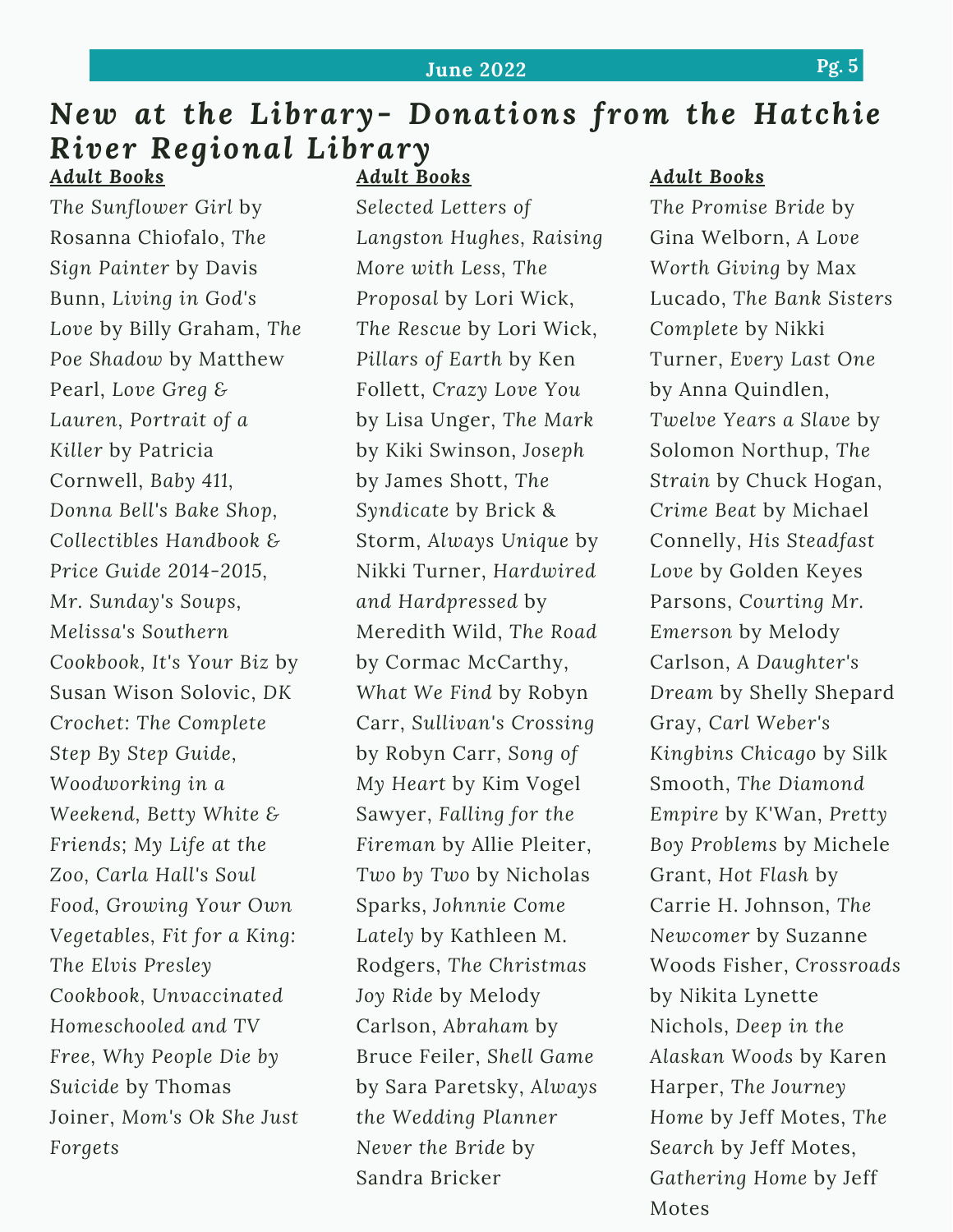# New at the Library- Donations from the Hatchie River Regional Library

**Adult Books**

*The Sunflower Girl* by Rosanna Chiofalo, *The Sign Painter* by Davis Bunn, *Living in God's Love* by Billy Graham, *The Poe Shadow* by Matthew Pearl, *Love Greg & Lauren*, *Portrait of a Killer* by Patricia Cornwell, *Baby 411*, *Donna Bell's Bake Shop*, *Collectibles Handbook & Price Guide 2014-2015*, *Mr. Sunday's Soups*, *Melissa's Southern Cookbook*, *It's Your Biz* by Susan Wison Solovic, *DK Crochet: The Complete Step By Step Guide*, *Woodworking in a Weekend*, *Betty White & Friends; My Life at the Zoo*, *Carla Hall's Soul Food*, *Growing Your Own Vegetables*, *Fit for a King: The Elvis Presley Cookbook*, *Unvaccinated Homeschooled and TV Free*, *Why People Die by Suicide* by Thomas Joiner, *Mom's Ok She Just Forgets*

**Adult Books**

*Selected Letters of Langston Hughes*, *Raising More with Less*, *The Proposal* by Lori Wick, *The Rescue* by Lori Wick, *Pillars of Earth* by Ken Follett, *Crazy Love You* by Lisa Unger, *The Mark* by Kiki Swinson, *Joseph* by James Shott, *The Syndicate* by Brick & Storm, *Always Unique* by Nikki Turner, *Hardwired and Hardpressed* by Meredith Wild, *The Road* by Cormac McCarthy, *What We Find* by Robyn Carr, *Sullivan's Crossing* by Robyn Carr, *Song of My Heart* by Kim Vogel Sawyer, *Falling for the Fireman* by Allie Pleiter, *Two by Two* by Nicholas Sparks, *Johnnie Come Lately* by Kathleen M. Rodgers, *The Christmas Joy Ride* by Melody Carlson, *Abraham* by Bruce Feiler, *Shell Game* by Sara Paretsky, *Always the Wedding Planner Never the Bride* by Sandra Bricker

**Adult Books**

*The Promise Bride* by Gina Welborn, *A Love Worth Giving* by Max Lucado, *The Bank Sisters Complete* by Nikki Turner, *Every Last One* by Anna Quindlen, *Twelve Years a Slave* by Solomon Northup, *The Strain* by Chuck Hogan, *Crime Beat* by Michael Connelly, *His Steadfast Love* by Golden Keyes Parsons, *Courting Mr. Emerson* by Melody Carlson, *A Daughter's Dream* by Shelly Shepard Gray, *Carl Weber's Kingbins Chicago* by Silk Smooth, *The Diamond Empire* by K'Wan, *Pretty Boy Problems* by Michele Grant, *Hot Flash* by Carrie H. Johnson, *The Newcomer* by Suzanne Woods Fisher, *Crossroads* by Nikita Lynette Nichols, *Deep in the Alaskan Woods* by Karen Harper, *The Journey Home* by Jeff Motes, *The Search* by Jeff Motes, *Gathering Home* by Jeff Motes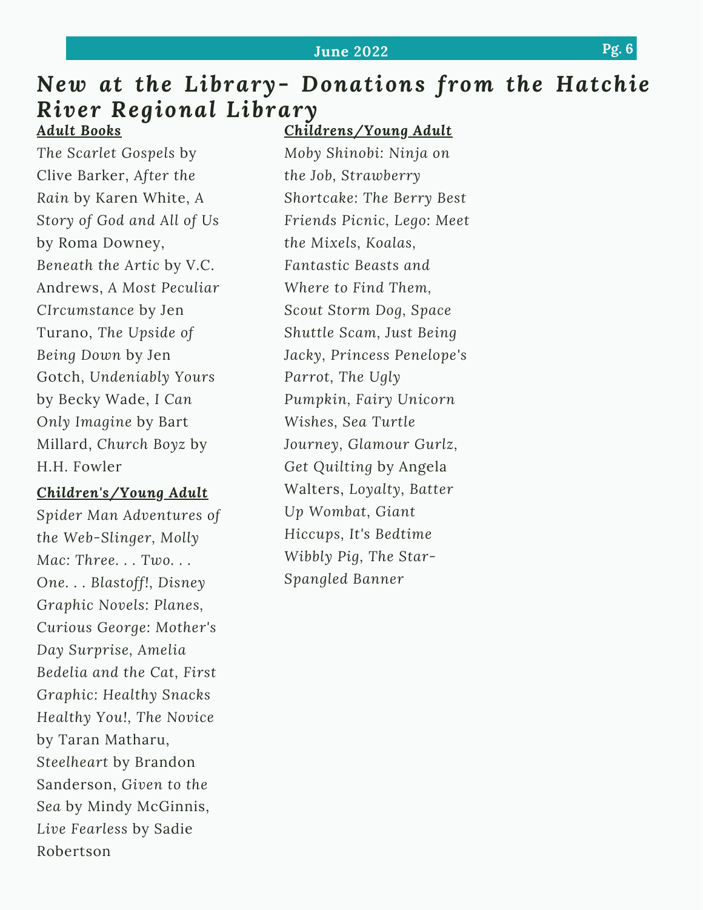# *New at the Library- Donations from the Hatchie River Regional Library*

**Adult Books**

*The Scarlet Gospels* by Clive Barker, *After the Rain* by Karen White, *A Story of God and All of Us* by Roma Downey, *Beneath the Artic* by V.C. Andrews, *A Most Peculiar CIrcumstance* by Jen Turano, *The Upside of Being Down* by Jen Gotch, *Undeniably Yours* by Becky Wade, *I Can Only Imagine* by Bart Millard, *Church Boyz* by H.H. Fowler

**Children's/Young Adult**

*Spider Man Adventures of the Web-Slinger*, *Molly Mac: Three. . . Two. . . One. . . Blastoff!*, *Disney Graphic Novels: Planes*, *Curious George: Mother's Day Surprise*, *Amelia Bedelia and the Cat*, *First Graphic: Healthy Snacks Healthy You!*, *The Novice* by Taran Matharu, *Steelheart* by Brandon Sanderson, *Given to the Sea* by Mindy McGinnis, *Live Fearless* by Sadie Robertson

**Childrens/Young Adult**

*Moby Shinobi: Ninja on the Job*, *Strawberry Shortcake: The Berry Best Friends Picnic*, *Lego: Meet the Mixels*, *Koalas*, *Fantastic Beasts and Where to Find Them*, *Scout Storm Dog*, *Space Shuttle Scam*, *Just Being Jacky*, *Princess Penelope's Parrot*, *The Ugly Pumpkin*, *Fairy Unicorn Wishes*, *Sea Turtle Journey*, *Glamour Gurlz*, *Get Quilting* by Angela Walters, *Loyalty*, *Batter Up Wombat*, *Giant Hiccups*, *It's Bedtime Wibbly Pig*, *The Star-Spangled Banner*